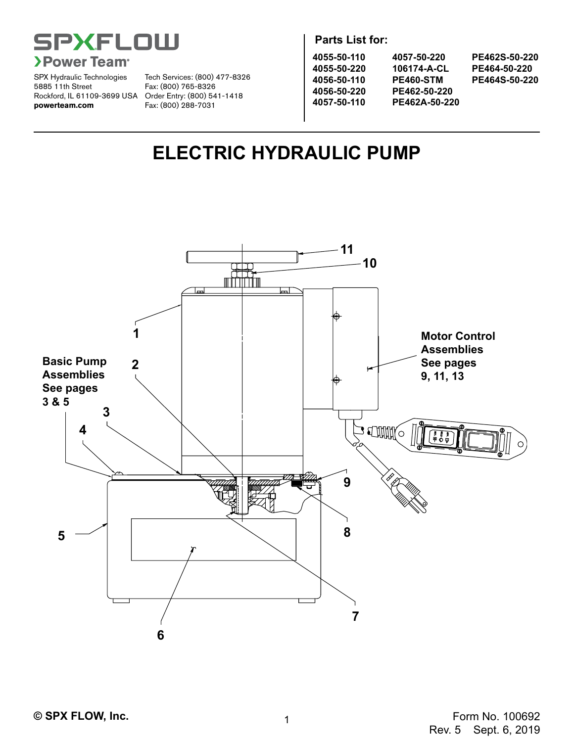SPXFLOW

Power Team

SPX Hydraulic Technologies
5885 11th Street
Rockford, IL 61109-3699 USA
**powerteam.com**

Tech Services: (800) 477-8326
Fax: (800) 765-8326
Order Entry: (800) 541-1418
Fax: (800) 288-7031

**Parts List for:**

| | | |
|---|---|---|
| **4055-50-110** | **4057-50-220** | **PE462S-50-220** |
| **4055-50-220** | **106174-A-CL** | **PE464-50-220** |
| **4056-50-110** | **PE460-STM** | **PE464S-50-220** |
| **4056-50-220** | **PE462-50-220** | |
| **4057-50-110** | **PE462A-50-220** | |

# ELECTRIC HYDRAULIC PUMP

**Basic Pump Assemblies See pages 3 & 5**

**Motor Control Assemblies See pages 9, 11, 13**

1, 2, 3, 4, 5, 6, 7, 8, 9, 10, 11

**© SPX FLOW, Inc.**

Form No. 100692
Rev. 5 Sept. 6, 2019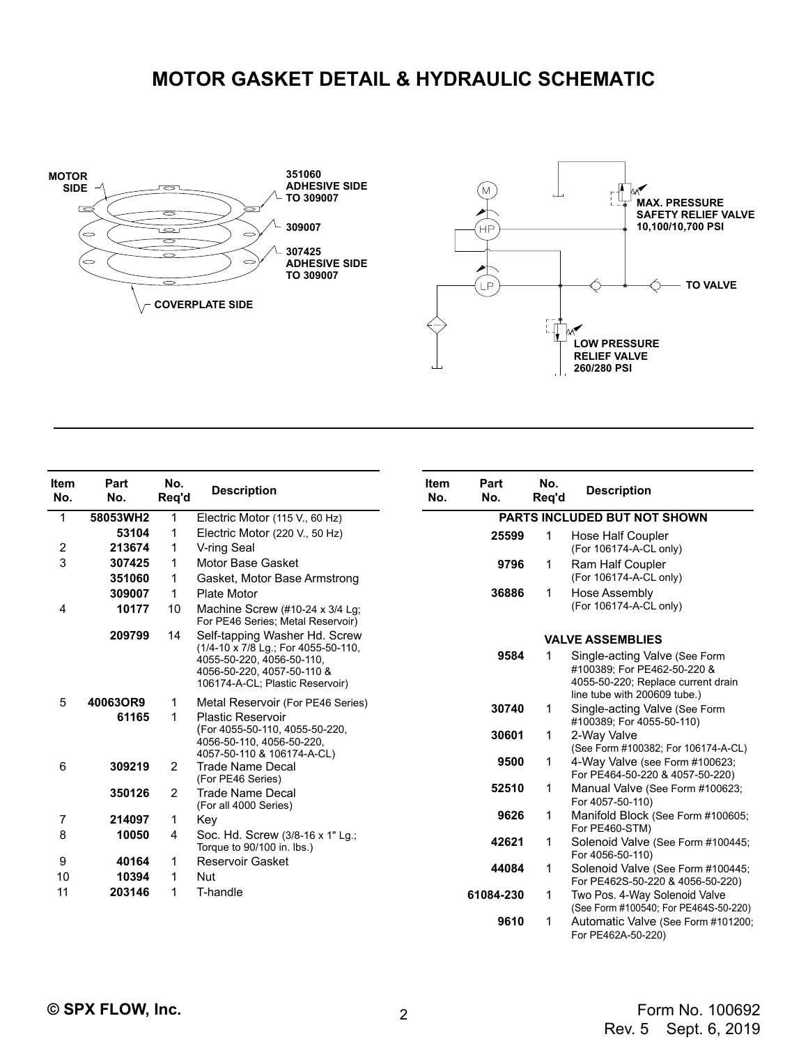# MOTOR GASKET DETAIL & HYDRAULIC SCHEMATIC

MOTOR SIDE

351060 ADHESIVE SIDE TO 309007

309007

307425 ADHESIVE SIDE TO 309007

COVERPLATE SIDE

MAX. PRESSURE SAFETY RELIEF VALVE 10,100/10,700 PSI

TO VALVE

LOW PRESSURE RELIEF VALVE 260/280 PSI

| Item No. | Part No. | No. Req'd | Description |
|---|---|---|---|
| 1 | **58053WH2** | 1 | Electric Motor (115 V., 60 Hz) |
| | **53104** | 1 | Electric Motor (220 V., 50 Hz) |
| 2 | **213674** | 1 | V-ring Seal |
| 3 | **307425** | 1 | Motor Base Gasket |
| | **351060** | 1 | Gasket, Motor Base Armstrong |
| | **309007** | 1 | Plate Motor |
| 4 | **10177** | 10 | Machine Screw (#10-24 x 3/4 Lg; For PE46 Series; Metal Reservoir) |
| | **209799** | 14 | Self-tapping Washer Hd. Screw (1/4-10 x 7/8 Lg.; For 4055-50-110, 4055-50-220, 4056-50-110, 4056-50-220, 4057-50-110 & 106174-A-CL; Plastic Reservoir) |
| 5 | **40063OR9** | 1 | Metal Reservoir (For PE46 Series) |
| | **61165** | 1 | Plastic Reservoir (For 4055-50-110, 4055-50-220, 4056-50-110, 4056-50-220, 4057-50-110 & 106174-A-CL) |
| 6 | **309219** | 2 | Trade Name Decal (For PE46 Series) |
| | **350126** | 2 | Trade Name Decal (For all 4000 Series) |
| 7 | **214097** | 1 | Key |
| 8 | **10050** | 4 | Soc. Hd. Screw (3/8-16 x 1" Lg.; Torque to 90/100 in. lbs.) |
| 9 | **40164** | 1 | Reservoir Gasket |
| 10 | **10394** | 1 | Nut |
| 11 | **203146** | 1 | T-handle |

| Item No. | Part No. | No. Req'd | Description |
|---|---|---|---|
| | | | **PARTS INCLUDED BUT NOT SHOWN** |
| | **25599** | 1 | Hose Half Coupler (For 106174-A-CL only) |
| | **9796** | 1 | Ram Half Coupler (For 106174-A-CL only) |
| | **36886** | 1 | Hose Assembly (For 106174-A-CL only) |
| | | | **VALVE ASSEMBLIES** |
| | **9584** | 1 | Single-acting Valve (See Form #100389; For PE462-50-220 & 4055-50-220; Replace current drain line tube with 200609 tube.) |
| | **30740** | 1 | Single-acting Valve (See Form #100389; For 4055-50-110) |
| | **30601** | 1 | 2-Way Valve (See Form #100382; For 106174-A-CL) |
| | **9500** | 1 | 4-Way Valve (see Form #100623; For PE464-50-220 & 4057-50-220) |
| | **52510** | 1 | Manual Valve (See Form #100623; For 4057-50-110) |
| | **9626** | 1 | Manifold Block (See Form #100605; For PE460-STM) |
| | **42621** | 1 | Solenoid Valve (See Form #100445; For 4056-50-110) |
| | **44084** | 1 | Solenoid Valve (See Form #100445; For PE462S-50-220 & 4056-50-220) |
| | **61084-230** | 1 | Two Pos. 4-Way Solenoid Valve (See Form #100540; For PE464S-50-220) |
| | **9610** | 1 | Automatic Valve (See Form #101200; For PE462A-50-220) |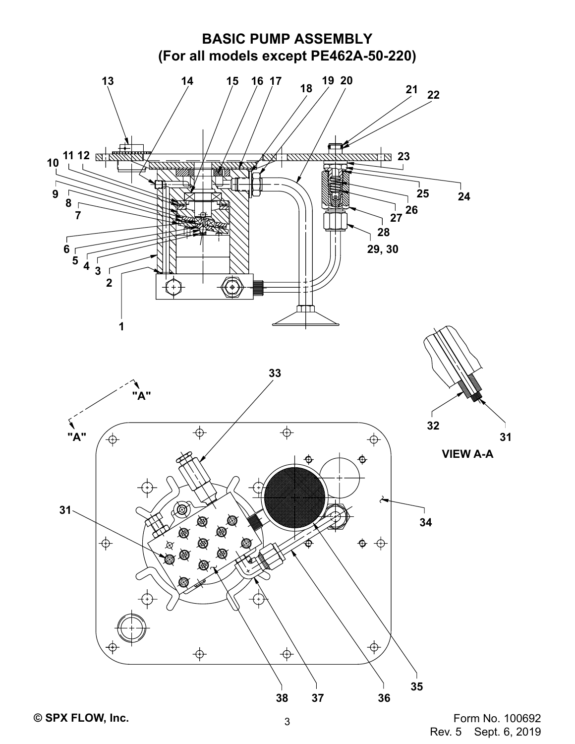# BASIC PUMP ASSEMBLY
## (For all models except PE462A-50-220)

VIEW A-A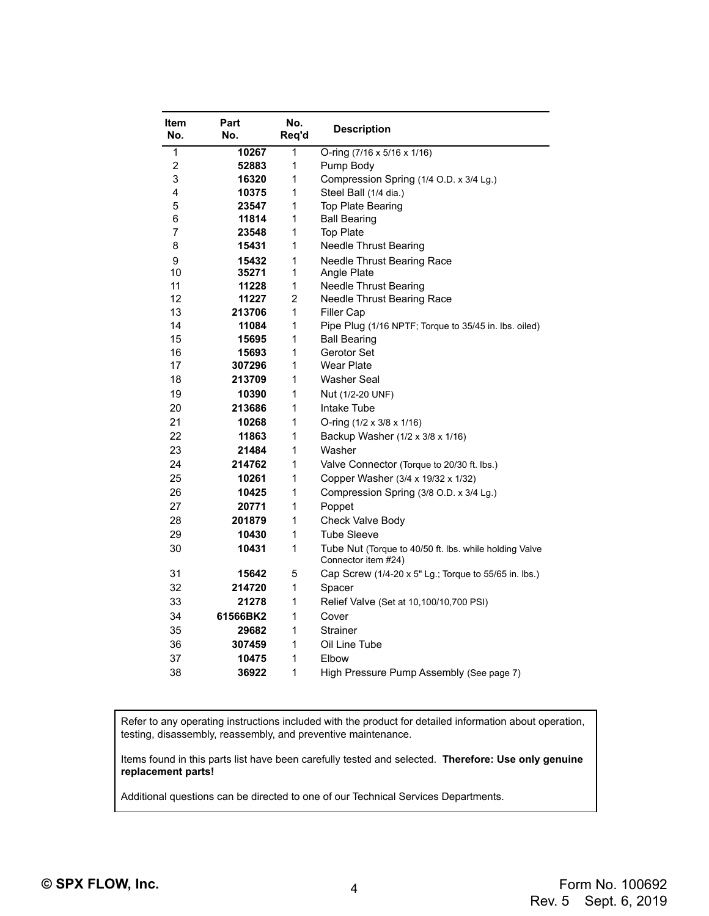| Item No. | Part No. | No. Req'd | Description |
|---|---|---|---|
| 1 | **10267** | 1 | O-ring (7/16 x 5/16 x 1/16) |
| 2 | **52883** | 1 | Pump Body |
| 3 | **16320** | 1 | Compression Spring (1/4 O.D. x 3/4 Lg.) |
| 4 | **10375** | 1 | Steel Ball (1/4 dia.) |
| 5 | **23547** | 1 | Top Plate Bearing |
| 6 | **11814** | 1 | Ball Bearing |
| 7 | **23548** | 1 | Top Plate |
| 8 | **15431** | 1 | Needle Thrust Bearing |
| 9 | **15432** | 1 | Needle Thrust Bearing Race |
| 10 | **35271** | 1 | Angle Plate |
| 11 | **11228** | 1 | Needle Thrust Bearing |
| 12 | **11227** | 2 | Needle Thrust Bearing Race |
| 13 | **213706** | 1 | Filler Cap |
| 14 | **11084** | 1 | Pipe Plug (1/16 NPTF; Torque to 35/45 in. lbs. oiled) |
| 15 | **15695** | 1 | Ball Bearing |
| 16 | **15693** | 1 | Gerotor Set |
| 17 | **307296** | 1 | Wear Plate |
| 18 | **213709** | 1 | Washer Seal |
| 19 | **10390** | 1 | Nut (1/2-20 UNF) |
| 20 | **213686** | 1 | Intake Tube |
| 21 | **10268** | 1 | O-ring (1/2 x 3/8 x 1/16) |
| 22 | **11863** | 1 | Backup Washer (1/2 x 3/8 x 1/16) |
| 23 | **21484** | 1 | Washer |
| 24 | **214762** | 1 | Valve Connector (Torque to 20/30 ft. lbs.) |
| 25 | **10261** | 1 | Copper Washer (3/4 x 19/32 x 1/32) |
| 26 | **10425** | 1 | Compression Spring (3/8 O.D. x 3/4 Lg.) |
| 27 | **20771** | 1 | Poppet |
| 28 | **201879** | 1 | Check Valve Body |
| 29 | **10430** | 1 | Tube Sleeve |
| 30 | **10431** | 1 | Tube Nut (Torque to 40/50 ft. lbs. while holding Valve Connector item #24) |
| 31 | **15642** | 5 | Cap Screw (1/4-20 x 5" Lg.; Torque to 55/65 in. lbs.) |
| 32 | **214720** | 1 | Spacer |
| 33 | **21278** | 1 | Relief Valve (Set at 10,100/10,700 PSI) |
| 34 | **61566BK2** | 1 | Cover |
| 35 | **29682** | 1 | Strainer |
| 36 | **307459** | 1 | Oil Line Tube |
| 37 | **10475** | 1 | Elbow |
| 38 | **36922** | 1 | High Pressure Pump Assembly (See page 7) |

Refer to any operating instructions included with the product for detailed information about operation, testing, disassembly, reassembly, and preventive maintenance.

Items found in this parts list have been carefully tested and selected. **Therefore: Use only genuine replacement parts!**

Additional questions can be directed to one of our Technical Services Departments.

**© SPX FLOW, Inc.**

Form No. 100692
Rev. 5 Sept. 6, 2019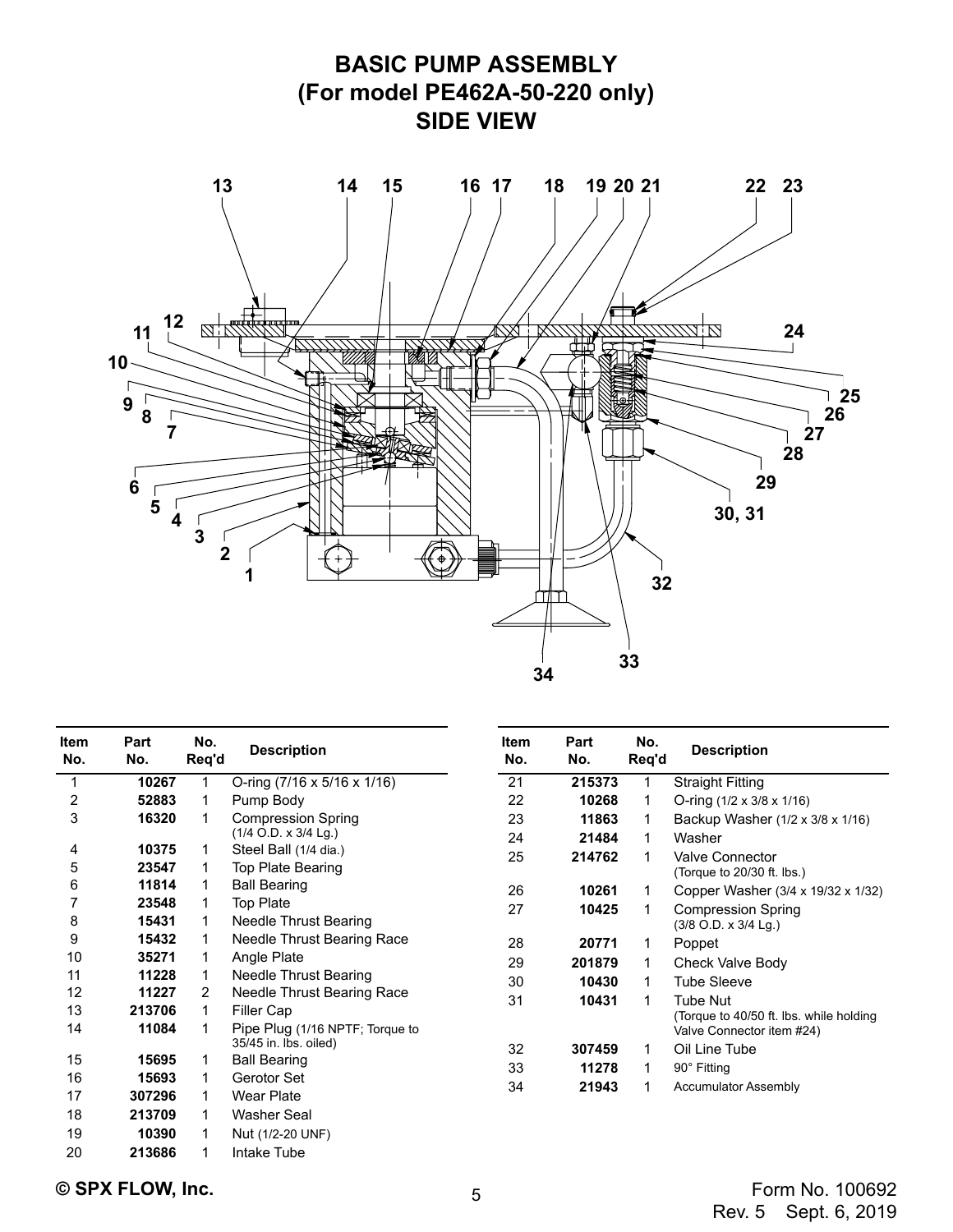# BASIC PUMP ASSEMBLY
## (For model PE462A-50-220 only)
## SIDE VIEW

| Item No. | Part No. | No. Req'd | Description |
|---|---|---|---|
| 1 | 10267 | 1 | O-ring (7/16 x 5/16 x 1/16) |
| 2 | 52883 | 1 | Pump Body |
| 3 | 16320 | 1 | Compression Spring (1/4 O.D. x 3/4 Lg.) |
| 4 | 10375 | 1 | Steel Ball (1/4 dia.) |
| 5 | 23547 | 1 | Top Plate Bearing |
| 6 | 11814 | 1 | Ball Bearing |
| 7 | 23548 | 1 | Top Plate |
| 8 | 15431 | 1 | Needle Thrust Bearing |
| 9 | 15432 | 1 | Needle Thrust Bearing Race |
| 10 | 35271 | 1 | Angle Plate |
| 11 | 11228 | 1 | Needle Thrust Bearing |
| 12 | 11227 | 2 | Needle Thrust Bearing Race |
| 13 | 213706 | 1 | Filler Cap |
| 14 | 11084 | 1 | Pipe Plug (1/16 NPTF; Torque to 35/45 in. lbs. oiled) |
| 15 | 15695 | 1 | Ball Bearing |
| 16 | 15693 | 1 | Gerotor Set |
| 17 | 307296 | 1 | Wear Plate |
| 18 | 213709 | 1 | Washer Seal |
| 19 | 10390 | 1 | Nut (1/2-20 UNF) |
| 20 | 213686 | 1 | Intake Tube |
| 21 | 215373 | 1 | Straight Fitting |
| 22 | 10268 | 1 | O-ring (1/2 x 3/8 x 1/16) |
| 23 | 11863 | 1 | Backup Washer (1/2 x 3/8 x 1/16) |
| 24 | 21484 | 1 | Washer |
| 25 | 214762 | 1 | Valve Connector (Torque to 20/30 ft. lbs.) |
| 26 | 10261 | 1 | Copper Washer (3/4 x 19/32 x 1/32) |
| 27 | 10425 | 1 | Compression Spring (3/8 O.D. x 3/4 Lg.) |
| 28 | 20771 | 1 | Poppet |
| 29 | 201879 | 1 | Check Valve Body |
| 30 | 10430 | 1 | Tube Sleeve |
| 31 | 10431 | 1 | Tube Nut (Torque to 40/50 ft. lbs. while holding Valve Connector item #24) |
| 32 | 307459 | 1 | Oil Line Tube |
| 33 | 11278 | 1 | 90° Fitting |
| 34 | 21943 | 1 | Accumulator Assembly |

© SPX FLOW, Inc.

Form No. 100692
Rev. 5 Sept. 6, 2019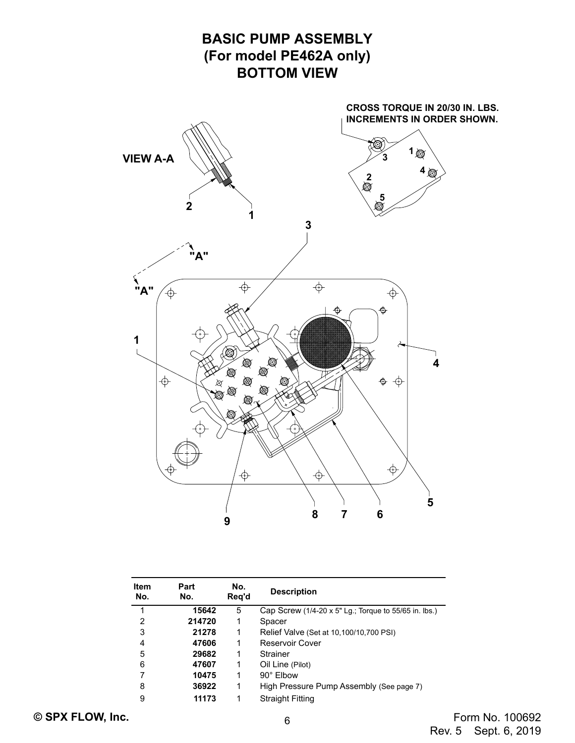# BASIC PUMP ASSEMBLY
# (For model PE462A only)
# BOTTOM VIEW

VIEW A-A

CROSS TORQUE IN 20/30 IN. LBS. INCREMENTS IN ORDER SHOWN.

| Item No. | Part No. | No. Req'd | Description |
|---|---|---|---|
| 1 | 15642 | 5 | Cap Screw (1/4-20 x 5" Lg.; Torque to 55/65 in. lbs.) |
| 2 | 214720 | 1 | Spacer |
| 3 | 21278 | 1 | Relief Valve (Set at 10,100/10,700 PSI) |
| 4 | 47606 | 1 | Reservoir Cover |
| 5 | 29682 | 1 | Strainer |
| 6 | 47607 | 1 | Oil Line (Pilot) |
| 7 | 10475 | 1 | 90° Elbow |
| 8 | 36922 | 1 | High Pressure Pump Assembly (See page 7) |
| 9 | 11173 | 1 | Straight Fitting |

© SPX FLOW, Inc.

Form No. 100692
Rev. 5 Sept. 6, 2019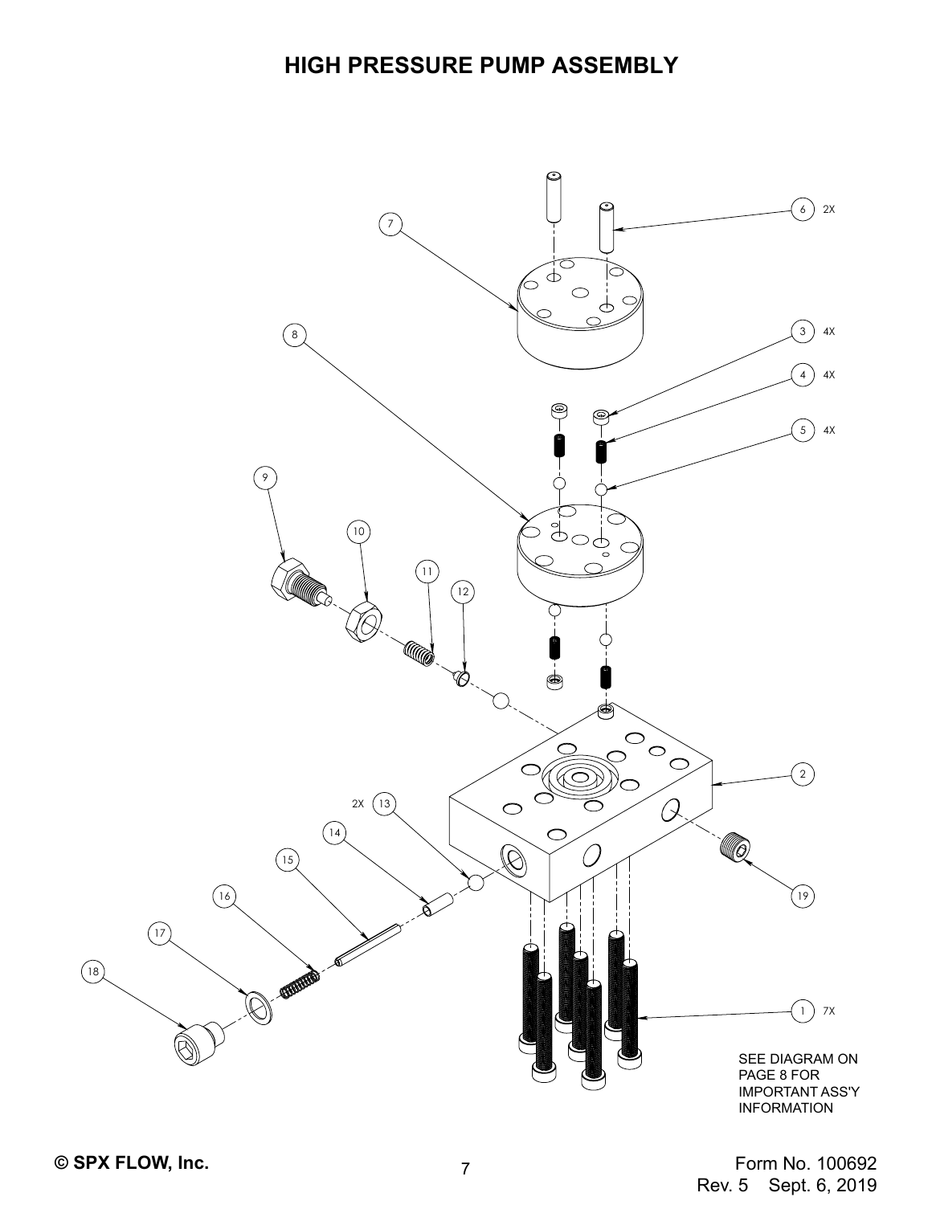# HIGH PRESSURE PUMP ASSEMBLY

SEE DIAGRAM ON PAGE 8 FOR IMPORTANT ASS'Y INFORMATION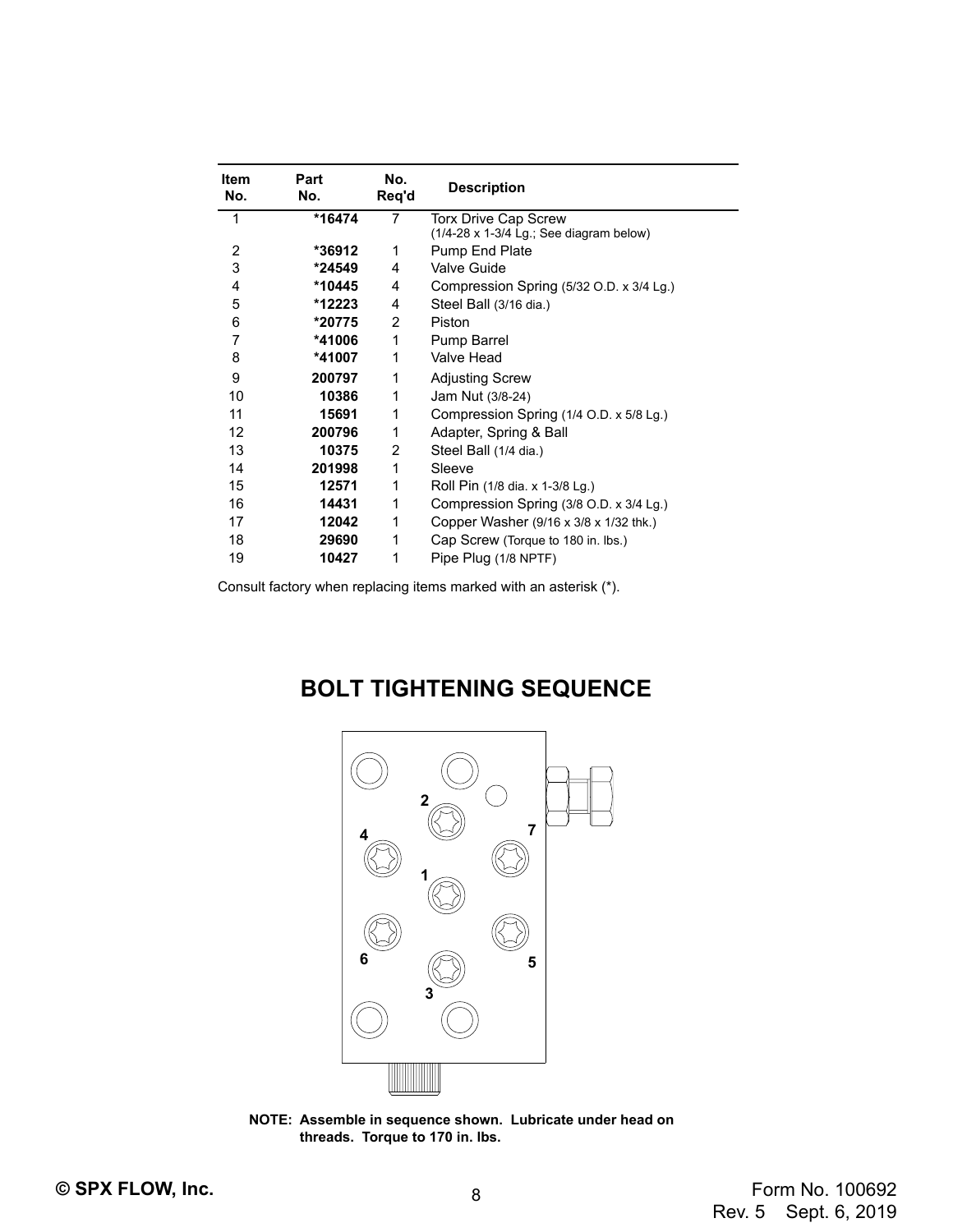| Item No. | Part No. | No. Req'd | Description |
|---|---|---|---|
| 1 | *16474 | 7 | Torx Drive Cap Screw (1/4-28 x 1-3/4 Lg.; See diagram below) |
| 2 | *36912 | 1 | Pump End Plate |
| 3 | *24549 | 4 | Valve Guide |
| 4 | *10445 | 4 | Compression Spring (5/32 O.D. x 3/4 Lg.) |
| 5 | *12223 | 4 | Steel Ball (3/16 dia.) |
| 6 | *20775 | 2 | Piston |
| 7 | *41006 | 1 | Pump Barrel |
| 8 | *41007 | 1 | Valve Head |
| 9 | 200797 | 1 | Adjusting Screw |
| 10 | 10386 | 1 | Jam Nut (3/8-24) |
| 11 | 15691 | 1 | Compression Spring (1/4 O.D. x 5/8 Lg.) |
| 12 | 200796 | 1 | Adapter, Spring & Ball |
| 13 | 10375 | 2 | Steel Ball (1/4 dia.) |
| 14 | 201998 | 1 | Sleeve |
| 15 | 12571 | 1 | Roll Pin (1/8 dia. x 1-3/8 Lg.) |
| 16 | 14431 | 1 | Compression Spring (3/8 O.D. x 3/4 Lg.) |
| 17 | 12042 | 1 | Copper Washer (9/16 x 3/8 x 1/32 thk.) |
| 18 | 29690 | 1 | Cap Screw (Torque to 180 in. lbs.) |
| 19 | 10427 | 1 | Pipe Plug (1/8 NPTF) |

Consult factory when replacing items marked with an asterisk (*).

## BOLT TIGHTENING SEQUENCE

2 4 7 1 6 5 3

**NOTE: Assemble in sequence shown. Lubricate under head on threads. Torque to 170 in. lbs.**

© SPX FLOW, Inc.

Form No. 100692
Rev. 5 Sept. 6, 2019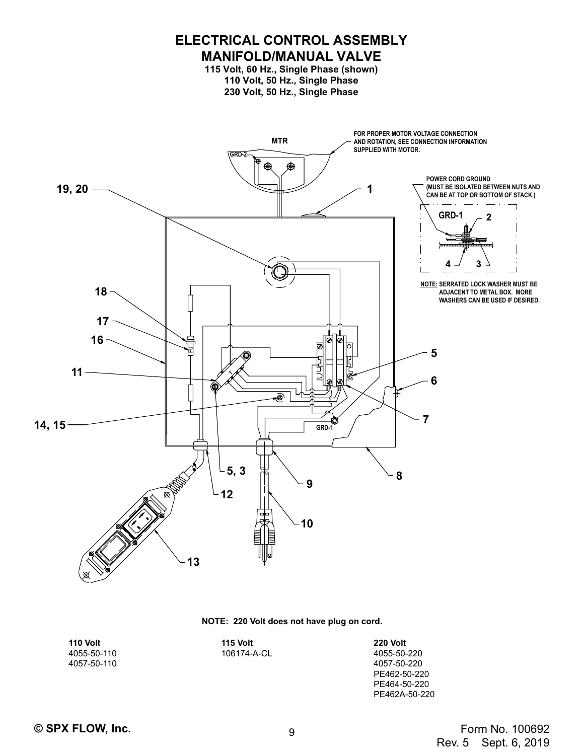# ELECTRICAL CONTROL ASSEMBLY
## MANIFOLD/MANUAL VALVE

**115 Volt, 60 Hz., Single Phase (shown)**
**110 Volt, 50 Hz., Single Phase**
**230 Volt, 50 Hz., Single Phase**

MTR

GRD-2

FOR PROPER MOTOR VOLTAGE CONNECTION AND ROTATION, SEE CONNECTION INFORMATION SUPPLIED WITH MOTOR.

POWER CORD GROUND (MUST BE ISOLATED BETWEEN NUTS AND CAN BE AT TOP OR BOTTOM OF STACK.)

GRD-1

**NOTE:** SERRATED LOCK WASHER MUST BE ADJACENT TO METAL BOX. MORE WASHERS CAN BE USED IF DESIRED.

1, 2, 3, 4, 5, 5, 3, 6, 7, 8, 9, 10, 11, 12, 13, 14, 15, 16, 17, 18, 19, 20

**NOTE: 220 Volt does not have plug on cord.**

| 110 Volt | 115 Volt | 220 Volt |
|---|---|---|
| 4055-50-110 | 106174-A-CL | 4055-50-220 |
| 4057-50-110 | | 4057-50-220 |
| | | PE462-50-220 |
| | | PE464-50-220 |
| | | PE462A-50-220 |

© SPX FLOW, Inc.

Form No. 100692
Rev. 5 Sept. 6, 2019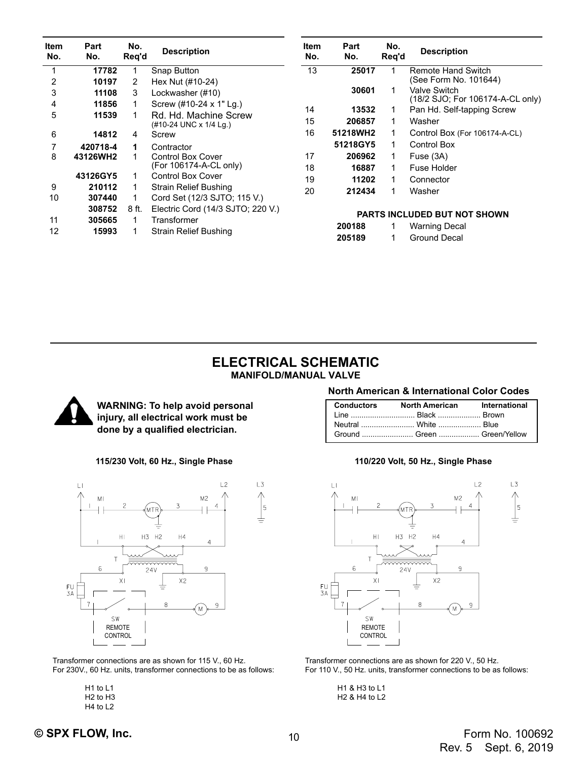| Item No. | Part No. | No. Req'd | Description |
|---|---|---|---|
| 1 | **17782** | 1 | Snap Button |
| 2 | **10197** | 2 | Hex Nut (#10-24) |
| 3 | **11108** | 3 | Lockwasher (#10) |
| 4 | **11856** | 1 | Screw (#10-24 x 1" Lg.) |
| 5 | **11539** | 1 | Rd. Hd. Machine Screw (#10-24 UNC x 1/4 Lg.) |
| 6 | **14812** | 4 | Screw |
| 7 | **420718-4** | **1** | Contractor |
| 8 | **43126WH2** | 1 | Control Box Cover (For 106174-A-CL only) |
| | **43126GY5** | 1 | Control Box Cover |
| 9 | **210112** | 1 | Strain Relief Bushing |
| 10 | **307440** | 1 | Cord Set (12/3 SJTO; 115 V.) |
| | **308752** | 8 ft. | Electric Cord (14/3 SJTO; 220 V.) |
| 11 | **305665** | 1 | Transformer |
| 12 | **15993** | 1 | Strain Relief Bushing |
| 13 | **25017** | 1 | Remote Hand Switch (See Form No. 101644) |
| | **30601** | 1 | Valve Switch (18/2 SJO; For 106174-A-CL only) |
| 14 | **13532** | 1 | Pan Hd. Self-tapping Screw |
| 15 | **206857** | 1 | Washer |
| 16 | **51218WH2** | 1 | Control Box (For 106174-A-CL) |
| | **51218GY5** | 1 | Control Box |
| 17 | **206962** | 1 | Fuse (3A) |
| 18 | **16887** | 1 | Fuse Holder |
| 19 | **11202** | 1 | Connector |
| 20 | **212434** | 1 | Washer |
| | | | **PARTS INCLUDED BUT NOT SHOWN** |
| | **200188** | 1 | Warning Decal |
| | **205189** | 1 | Ground Decal |

## ELECTRICAL SCHEMATIC

### MANIFOLD/MANUAL VALVE

**WARNING: To help avoid personal injury, all electrical work must be done by a qualified electrician.**

**North American & International Color Codes**

| Conductors | North American | International |
|---|---|---|
| Line | Black | Brown |
| Neutral | White | Blue |
| Ground | Green | Green/Yellow |

**115/230 Volt, 60 Hz., Single Phase**

Transformer connections are as shown for 115 V., 60 Hz.
For 230V., 60 Hz. units, transformer connections to be as follows:

H1 to L1
H2 to H3
H4 to L2

**110/220 Volt, 50 Hz., Single Phase**

Transformer connections are as shown for 220 V., 50 Hz.
For 110 V., 50 Hz. units, transformer connections to be as follows:

H1 & H3 to L1
H2 & H4 to L2

**© SPX FLOW, Inc.**

Form No. 100692
Rev. 5 Sept. 6, 2019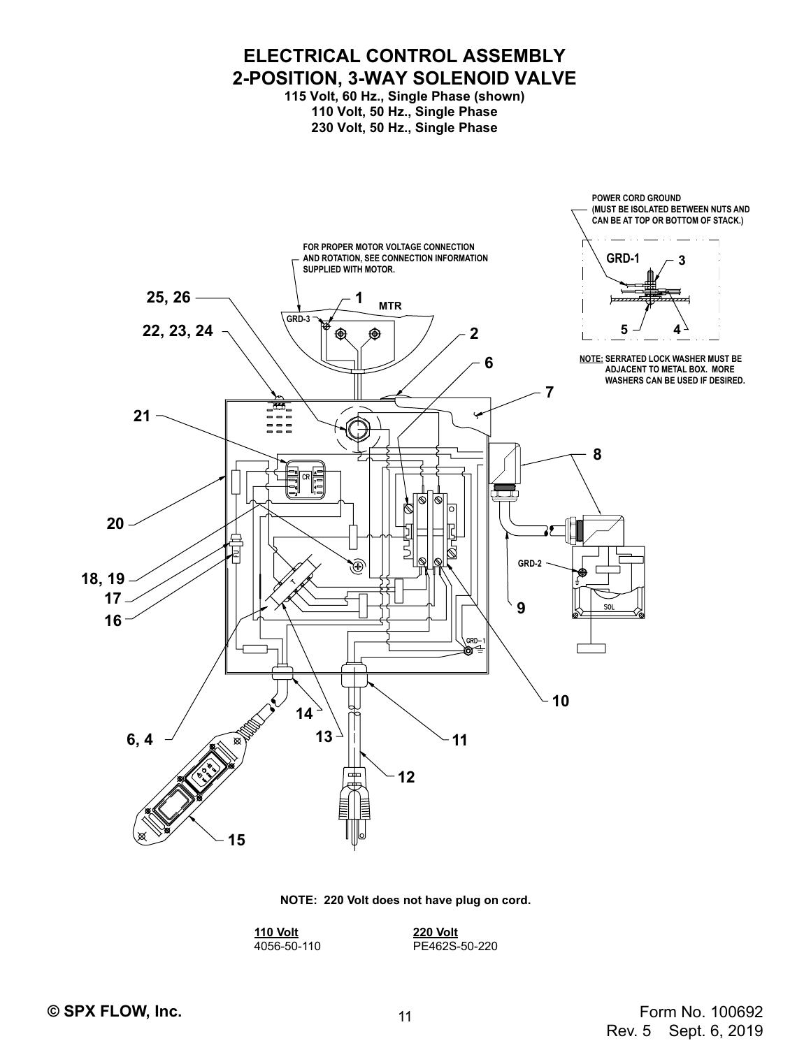# ELECTRICAL CONTROL ASSEMBLY
# 2-POSITION, 3-WAY SOLENOID VALVE

**115 Volt, 60 Hz., Single Phase (shown)**
**110 Volt, 50 Hz., Single Phase**
**230 Volt, 50 Hz., Single Phase**

POWER CORD GROUND (MUST BE ISOLATED BETWEEN NUTS AND CAN BE AT TOP OR BOTTOM OF STACK.)

FOR PROPER MOTOR VOLTAGE CONNECTION AND ROTATION, SEE CONNECTION INFORMATION SUPPLIED WITH MOTOR.

NOTE: SERRATED LOCK WASHER MUST BE ADJACENT TO METAL BOX. MORE WASHERS CAN BE USED IF DESIRED.

**NOTE: 220 Volt does not have plug on cord.**

| 110 Volt | 220 Volt |
|---|---|
| 4056-50-110 | PE462S-50-220 |

Form No. 100692
Rev. 5 Sept. 6, 2019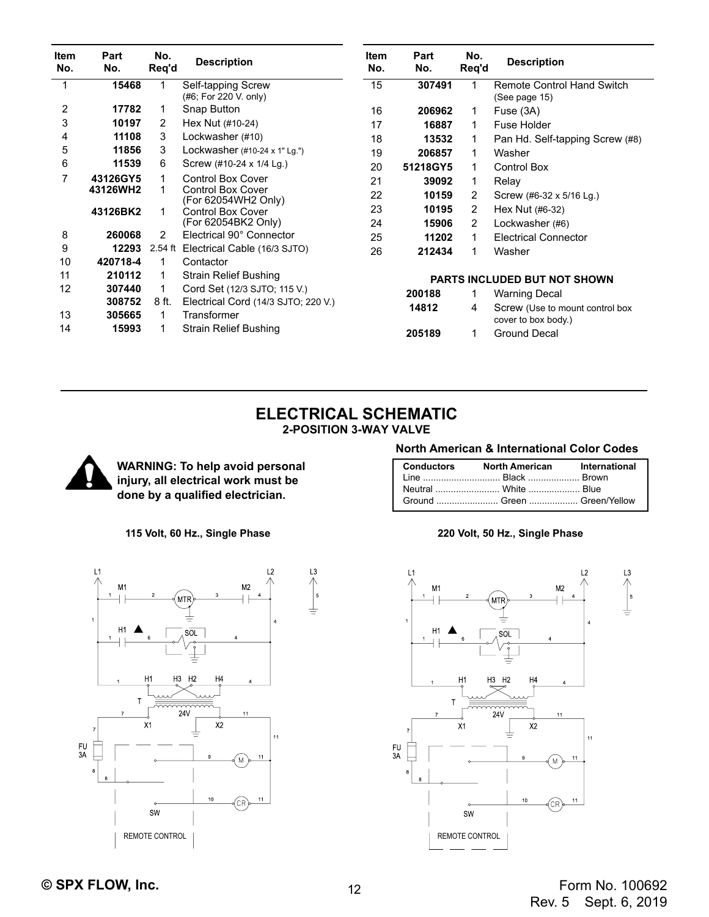| Item No. | Part No. | No. Req'd | Description |
|---|---|---|---|
| 1 | 15468 | 1 | Self-tapping Screw (#6; For 220 V. only) |
| 2 | 17782 | 1 | Snap Button |
| 3 | 10197 | 2 | Hex Nut (#10-24) |
| 4 | 11108 | 3 | Lockwasher (#10) |
| 5 | 11856 | 3 | Lockwasher (#10-24 x 1" Lg.") |
| 6 | 11539 | 6 | Screw (#10-24 x 1/4 Lg.) |
| 7 | 43126GY5 | 1 | Control Box Cover |
| | 43126WH2 | 1 | Control Box Cover (For 62054WH2 Only) |
| | 43126BK2 | 1 | Control Box Cover (For 62054BK2 Only) |
| 8 | 260068 | 2 | Electrical 90° Connector |
| 9 | 12293 | 2.54 ft | Electrical Cable (16/3 SJTO) |
| 10 | 420718-4 | 1 | Contactor |
| 11 | 210112 | 1 | Strain Relief Bushing |
| 12 | 307440 | 1 | Cord Set (12/3 SJTO; 115 V.) |
| | 308752 | 8 ft. | Electrical Cord (14/3 SJTO; 220 V.) |
| 13 | 305665 | 1 | Transformer |
| 14 | 15993 | 1 | Strain Relief Bushing |
| 15 | 307491 | 1 | Remote Control Hand Switch (See page 15) |
| 16 | 206962 | 1 | Fuse (3A) |
| 17 | 16887 | 1 | Fuse Holder |
| 18 | 13532 | 1 | Pan Hd. Self-tapping Screw (#8) |
| 19 | 206857 | 1 | Washer |
| 20 | 51218GY5 | 1 | Control Box |
| 21 | 39092 | 1 | Relay |
| 22 | 10159 | 2 | Screw (#6-32 x 5/16 Lg.) |
| 23 | 10195 | 2 | Hex Nut (#6-32) |
| 24 | 15906 | 2 | Lockwasher (#6) |
| 25 | 11202 | 1 | Electrical Connector |
| 26 | 212434 | 1 | Washer |

**PARTS INCLUDED BUT NOT SHOWN**

| Part No. | No. Req'd | Description |
|---|---|---|
| 200188 | 1 | Warning Decal |
| 14812 | 4 | Screw (Use to mount control box cover to box body.) |
| 205189 | 1 | Ground Decal |

## ELECTRICAL SCHEMATIC

### 2-POSITION 3-WAY VALVE

**WARNING: To help avoid personal injury, all electrical work must be done by a qualified electrician.**

**North American & International Color Codes**

| Conductors | North American | International |
|---|---|---|
| Line | Black | Brown |
| Neutral | White | Blue |
| Ground | Green | Green/Yellow |

**115 Volt, 60 Hz., Single Phase**

**220 Volt, 50 Hz., Single Phase**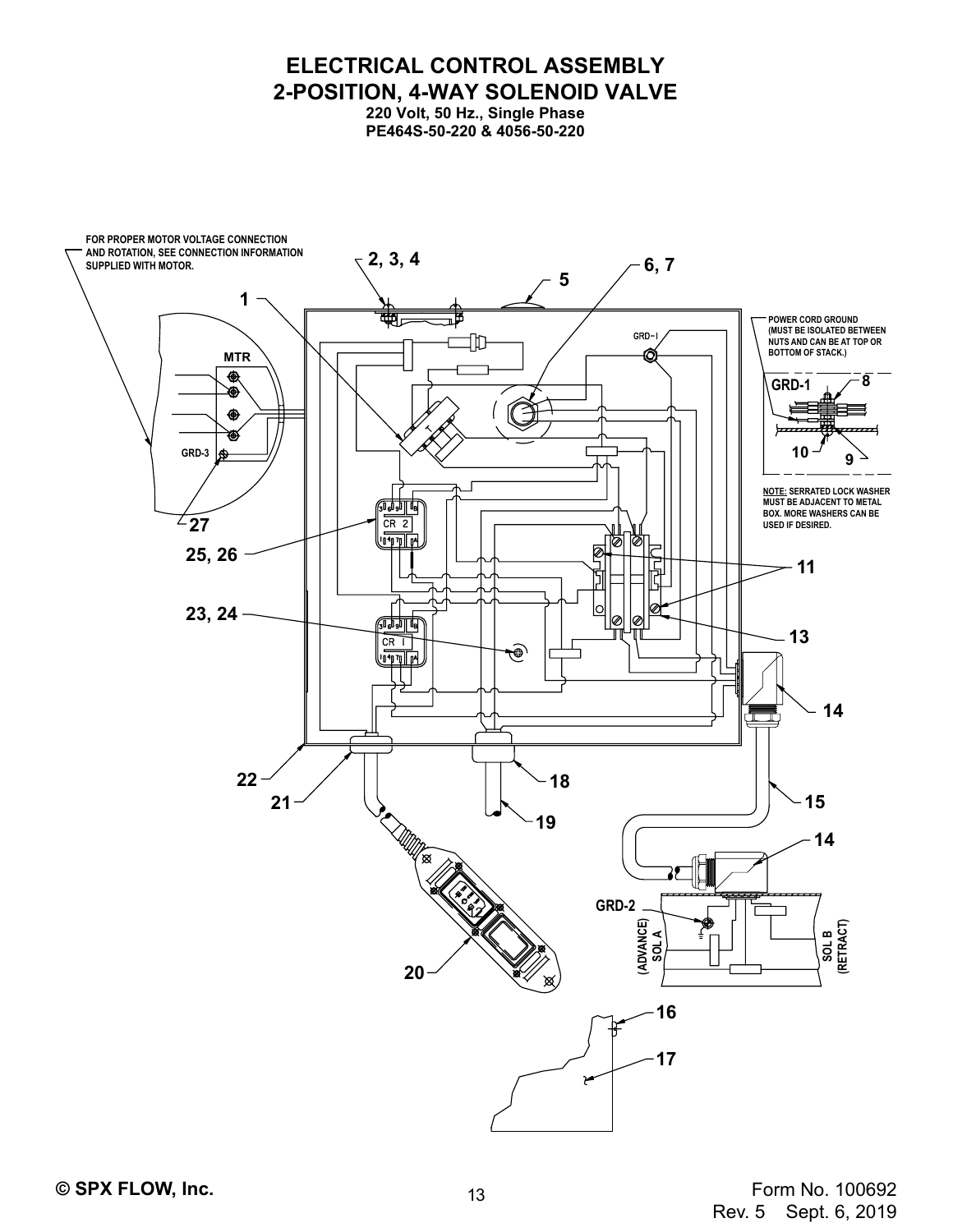# ELECTRICAL CONTROL ASSEMBLY
## 2-POSITION, 4-WAY SOLENOID VALVE

**220 Volt, 50 Hz., Single Phase**
**PE464S-50-220 & 4056-50-220**

FOR PROPER MOTOR VOLTAGE CONNECTION AND ROTATION, SEE CONNECTION INFORMATION SUPPLIED WITH MOTOR.

MTR

GRD-3

POWER CORD GROUND (MUST BE ISOLATED BETWEEN NUTS AND CAN BE AT TOP OR BOTTOM OF STACK.)

GRD-1

NOTE: SERRATED LOCK WASHER MUST BE ADJACENT TO METAL BOX. MORE WASHERS CAN BE USED IF DESIRED.

GRD-2

(ADVANCE) SOL A

SOL B (RETRACT)

1, 2, 3, 4, 5, 6, 7, 8, 9, 10, 11, 13, 14, 15, 16, 17, 18, 19, 20, 21, 22, 23, 24, 25, 26, 27

© SPX FLOW, Inc.

Form No. 100692
Rev. 5 Sept. 6, 2019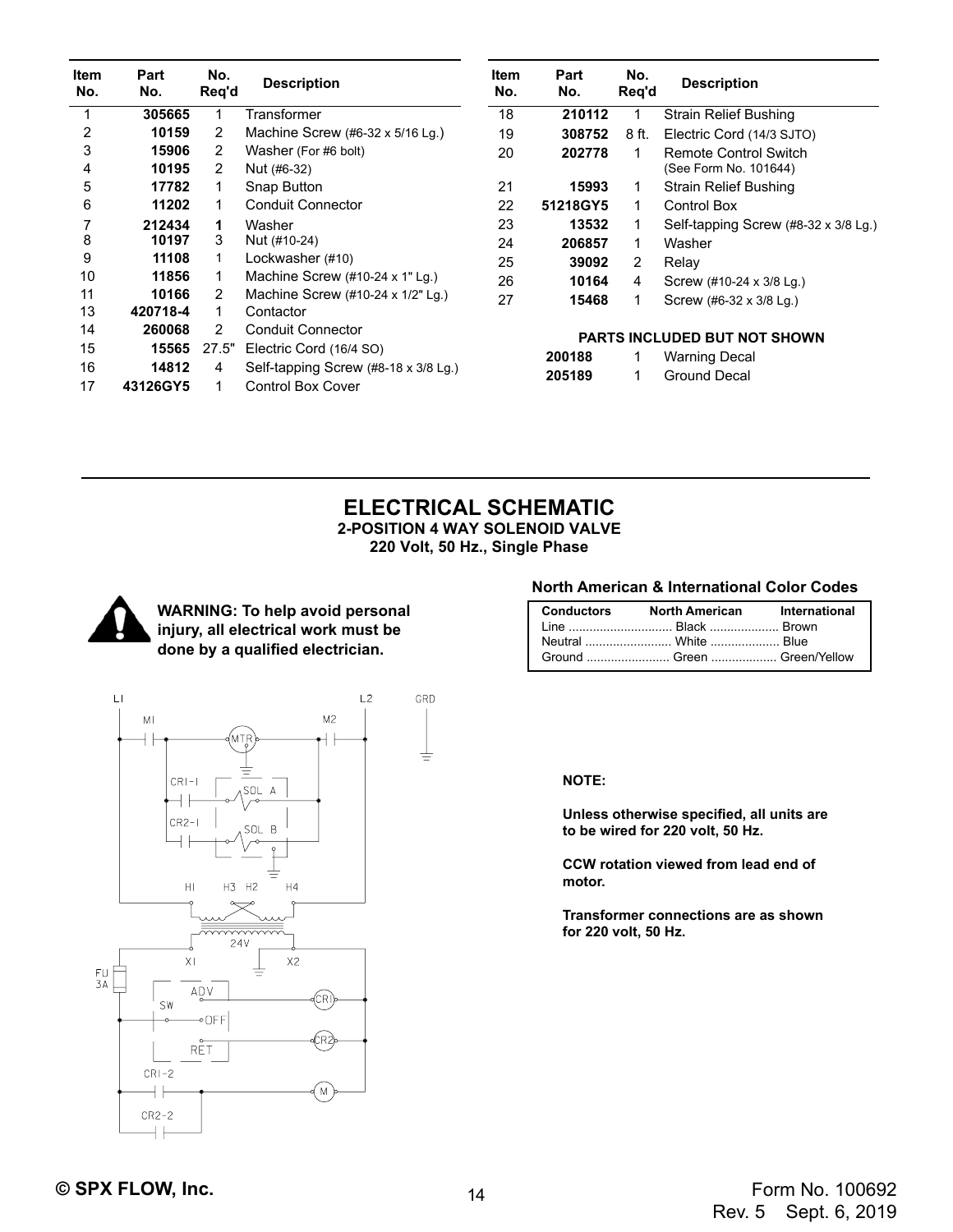| Item No. | Part No. | No. Req'd | Description |
|---|---|---|---|
| 1 | **305665** | 1 | Transformer |
| 2 | **10159** | 2 | Machine Screw (#6-32 x 5/16 Lg.) |
| 3 | **15906** | 2 | Washer (For #6 bolt) |
| 4 | **10195** | 2 | Nut (#6-32) |
| 5 | **17782** | 1 | Snap Button |
| 6 | **11202** | 1 | Conduit Connector |
| 7 | **212434** | **1** | Washer |
| 8 | **10197** | 3 | Nut (#10-24) |
| 9 | **11108** | 1 | Lockwasher (#10) |
| 10 | **11856** | 1 | Machine Screw (#10-24 x 1" Lg.) |
| 11 | **10166** | 2 | Machine Screw (#10-24 x 1/2" Lg.) |
| 13 | **420718-4** | 1 | Contactor |
| 14 | **260068** | 2 | Conduit Connector |
| 15 | **15565** | 27.5" | Electric Cord (16/4 SO) |
| 16 | **14812** | 4 | Self-tapping Screw (#8-18 x 3/8 Lg.) |
| 17 | **43126GY5** | 1 | Control Box Cover |
| 18 | **210112** | 1 | Strain Relief Bushing |
| 19 | **308752** | 8 ft. | Electric Cord (14/3 SJTO) |
| 20 | **202778** | 1 | Remote Control Switch (See Form No. 101644) |
| 21 | **15993** | 1 | Strain Relief Bushing |
| 22 | **51218GY5** | 1 | Control Box |
| 23 | **13532** | 1 | Self-tapping Screw (#8-32 x 3/8 Lg.) |
| 24 | **206857** | 1 | Washer |
| 25 | **39092** | 2 | Relay |
| 26 | **10164** | 4 | Screw (#10-24 x 3/8 Lg.) |
| 27 | **15468** | 1 | Screw (#6-32 x 3/8 Lg.) |

**PARTS INCLUDED BUT NOT SHOWN**

| Part No. | No. Req'd | Description |
|---|---|---|
| **200188** | 1 | Warning Decal |
| **205189** | 1 | Ground Decal |

## ELECTRICAL SCHEMATIC

**2-POSITION 4 WAY SOLENOID VALVE**
**220 Volt, 50 Hz., Single Phase**

**WARNING: To help avoid personal injury, all electrical work must be done by a qualified electrician.**

L1 L2 GRD
M1 MTR M2
CR1-1 SOL A
CR2-1 SOL B
H1 H3 H2 H4
24V
X1 X2
FU 3A
ADV
SW
OFF
RET
CR1
CR2
CR1-2
M
CR2-2

**North American & International Color Codes**

| Conductors | North American | International |
|---|---|---|
| Line | Black | Brown |
| Neutral | White | Blue |
| Ground | Green | Green/Yellow |

**NOTE:**

**Unless otherwise specified, all units are to be wired for 220 volt, 50 Hz.**

**CCW rotation viewed from lead end of motor.**

**Transformer connections are as shown for 220 volt, 50 Hz.**

**© SPX FLOW, Inc.**

Form No. 100692
Rev. 5 Sept. 6, 2019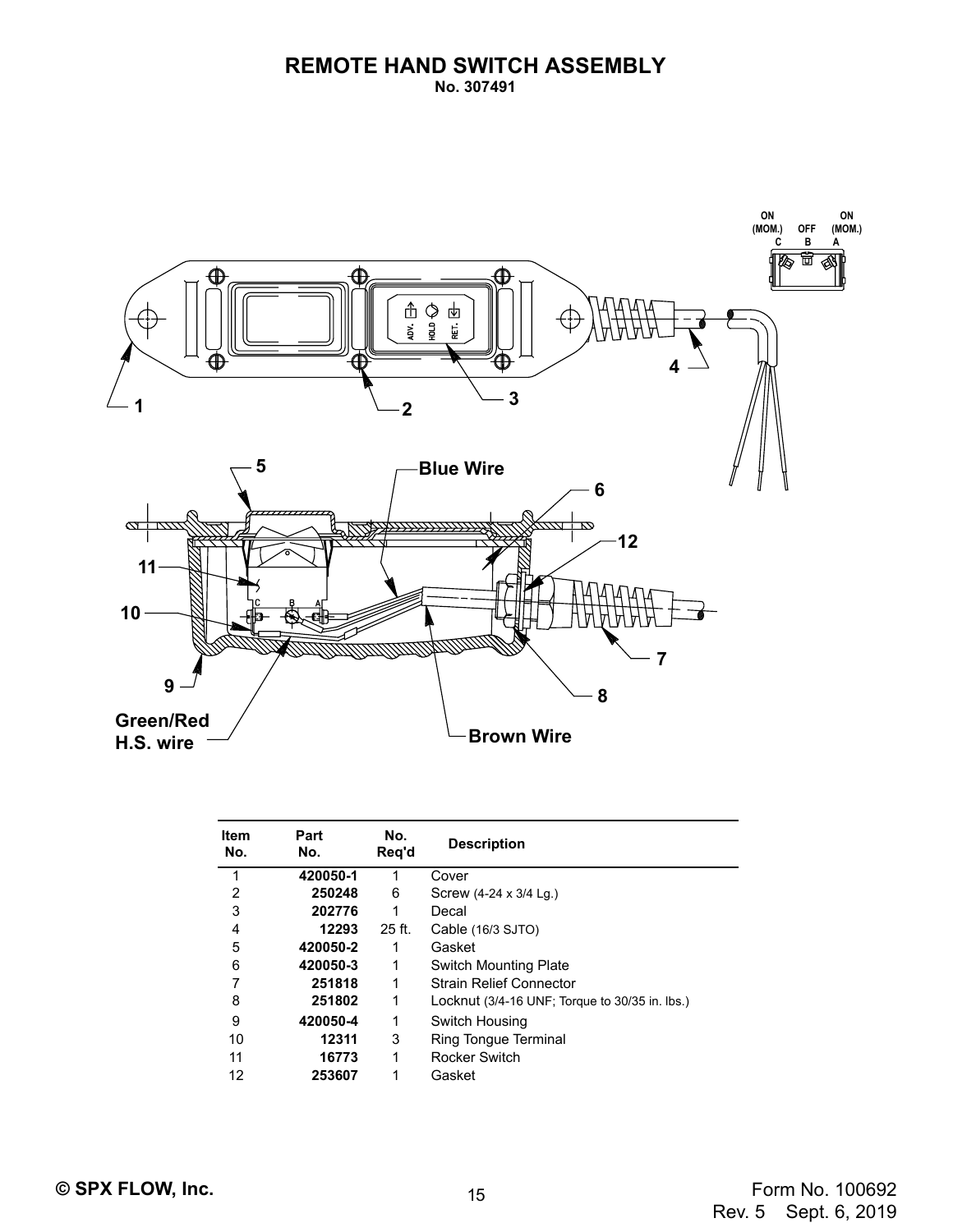# REMOTE HAND SWITCH ASSEMBLY

**No. 307491**

| Item No. | Part No. | No. Req'd | Description |
|---|---|---|---|
| 1 | **420050-1** | 1 | Cover |
| 2 | **250248** | 6 | Screw (4-24 x 3/4 Lg.) |
| 3 | **202776** | 1 | Decal |
| 4 | **12293** | 25 ft. | Cable (16/3 SJTO) |
| 5 | **420050-2** | 1 | Gasket |
| 6 | **420050-3** | 1 | Switch Mounting Plate |
| 7 | **251818** | 1 | Strain Relief Connector |
| 8 | **251802** | 1 | Locknut (3/4-16 UNF; Torque to 30/35 in. lbs.) |
| 9 | **420050-4** | 1 | Switch Housing |
| 10 | **12311** | 3 | Ring Tongue Terminal |
| 11 | **16773** | 1 | Rocker Switch |
| 12 | **253607** | 1 | Gasket |

© SPX FLOW, Inc.

Form No. 100692
Rev. 5 Sept. 6, 2019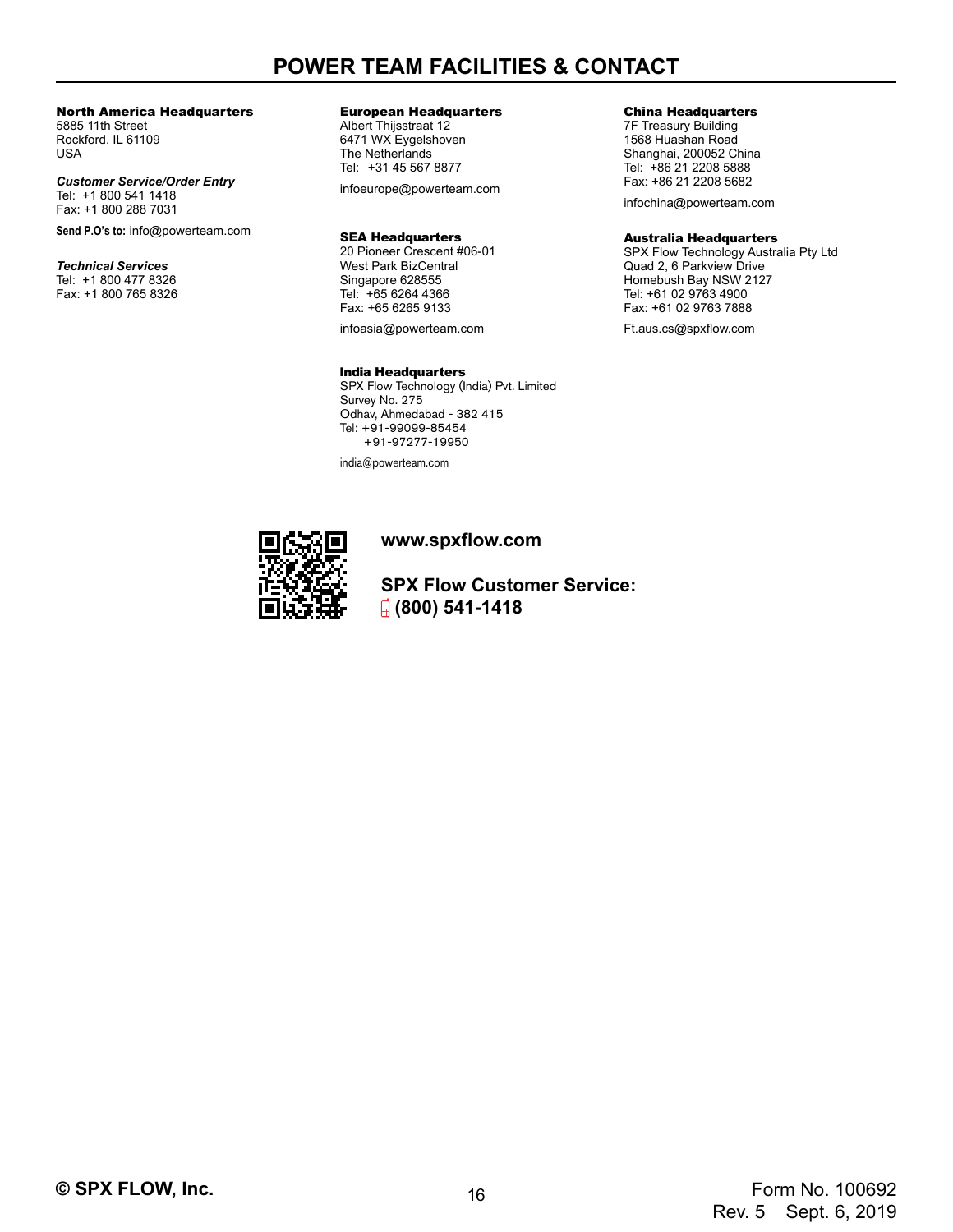# POWER TEAM FACILITIES & CONTACT

**North America Headquarters**
5885 11th Street
Rockford, IL 61109
USA

***Customer Service/Order Entry***
Tel: +1 800 541 1418
Fax: +1 800 288 7031

**Send P.O's to:** info@powerteam.com

***Technical Services***
Tel: +1 800 477 8326
Fax: +1 800 765 8326

**European Headquarters**
Albert Thijsstraat 12
6471 WX Eygelshoven
The Netherlands
Tel: +31 45 567 8877

infoeurope@powerteam.com

**SEA Headquarters**
20 Pioneer Crescent #06-01
West Park BizCentral
Singapore 628555
Tel: +65 6264 4366
Fax: +65 6265 9133

infoasia@powerteam.com

**India Headquarters**
SPX Flow Technology (India) Pvt. Limited
Survey No. 275
Odhav, Ahmedabad - 382 415
Tel: +91-99099-85454
+91-97277-19950

india@powerteam.com

**China Headquarters**
7F Treasury Building
1568 Huashan Road
Shanghai, 200052 China
Tel: +86 21 2208 5888
Fax: +86 21 2208 5682

infochina@powerteam.com

**Australia Headquarters**
SPX Flow Technology Australia Pty Ltd
Quad 2, 6 Parkview Drive
Homebush Bay NSW 2127
Tel: +61 02 9763 4900
Fax: +61 02 9763 7888

Ft.aus.cs@spxflow.com

**www.spxflow.com**

**SPX Flow Customer Service:**
**(800) 541-1418**

**© SPX FLOW, Inc.**

Form No. 100692
Rev. 5 Sept. 6, 2019